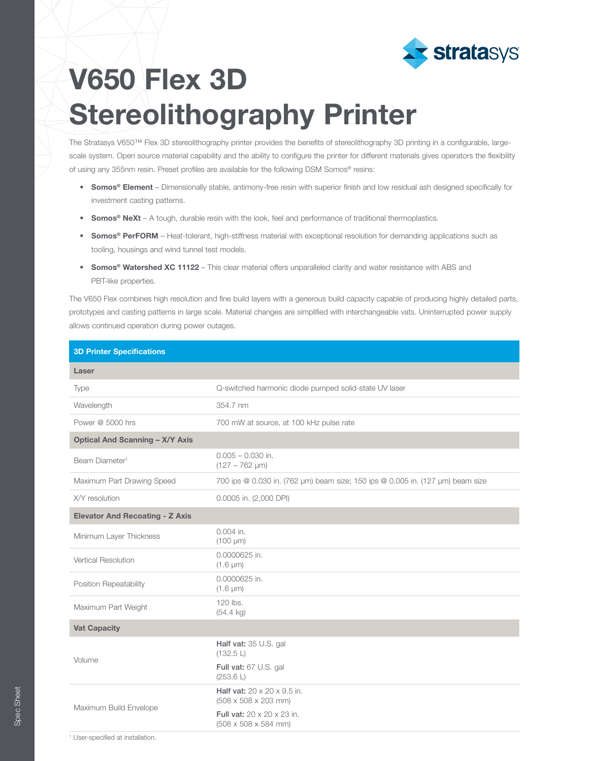# V650 Flex 3D Stereolithography Printer

The Stratasys V650™ Flex 3D stereolithography printer provides the benefits of stereolithography 3D printing in a configurable, large-scale system. Open source material capability and the ability to configure the printer for different materials gives operators the flexibility of using any 355nm resin. Preset profiles are available for the following DSM Somos® resins:

- **Somos® Element** – Dimensionally stable, antimony-free resin with superior finish and low residual ash designed specifically for investment casting patterns.
- **Somos® NeXt** – A tough, durable resin with the look, feel and performance of traditional thermoplastics.
- **Somos® PerFORM** – Heat-tolerant, high-stiffness material with exceptional resolution for demanding applications such as tooling, housings and wind tunnel test models.
- **Somos® Watershed XC 11122** – This clear material offers unparalleled clarity and water resistance with ABS and PBT-like properties.

The V650 Flex combines high resolution and fine build layers with a generous build capacity capable of producing highly detailed parts, prototypes and casting patterns in large scale. Material changes are simplified with interchangeable vats. Uninterrupted power supply allows continued operation during power outages.

| 3D Printer Specifications | |
|---|---|
| **Laser** | |
| Type | Q-switched harmonic diode pumped solid-state UV laser |
| Wavelength | 354.7 nm |
| Power @ 5000 hrs | 700 mW at source, at 100 kHz pulse rate |
| **Optical And Scanning – X/Y Axis** | |
| Beam Diameter[1] | 0.005 – 0.030 in. (127 – 762 μm) |
| Maximum Part Drawing Speed | 700 ips @ 0.030 in. (762 μm) beam size; 150 ips @ 0.005 in. (127 μm) beam size |
| X/Y resolution | 0.0005 in. (2,000 DPI) |
| **Elevator And Recoating - Z Axis** | |
| Minimum Layer Thickness | 0.004 in. (100 μm) |
| Vertical Resolution | 0.0000625 in. (1.6 μm) |
| Position Repeatability | 0.0000625 in. (1.6 μm) |
| Maximum Part Weight | 120 lbs. (54.4 kg) |
| **Vat Capacity** | |
| Volume | **Half vat:** 35 U.S. gal (132.5 L)<br>**Full vat:** 67 U.S. gal (253.6 L) |
| Maximum Build Envelope | **Half vat:** 20 x 20 x 9.5 in. (508 x 508 x 203 mm)<br>**Full vat:** 20 x 20 x 23 in. (508 x 508 x 584 mm) |

[1] User-specified at installation.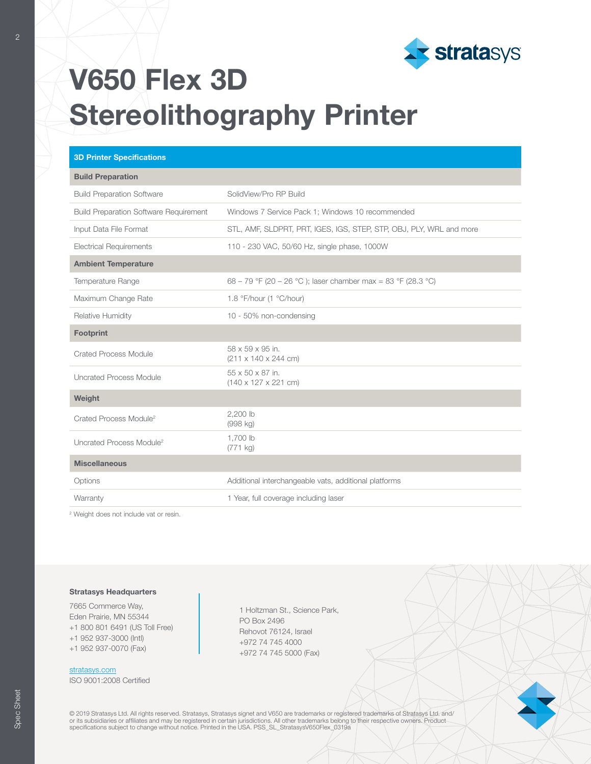# V650 Flex 3D Stereolithography Printer

| 3D Printer Specifications | |
|---|---|
| **Build Preparation** | |
| Build Preparation Software | SolidView/Pro RP Build |
| Build Preparation Software Requirement | Windows 7 Service Pack 1; Windows 10 recommended |
| Input Data File Format | STL, AMF, SLDPRT, PRT, IGES, IGS, STEP, STP, OBJ, PLY, WRL and more |
| Electrical Requirements | 110 - 230 VAC, 50/60 Hz, single phase, 1000W |
| **Ambient Temperature** | |
| Temperature Range | 68 – 79 °F (20 – 26 °C ); laser chamber max = 83 °F (28.3 °C) |
| Maximum Change Rate | 1.8 °F/hour (1 °C/hour) |
| Relative Humidity | 10 - 50% non-condensing |
| **Footprint** | |
| Crated Process Module | 58 x 59 x 95 in. (211 x 140 x 244 cm) |
| Uncrated Process Module | 55 x 50 x 87 in. (140 x 127 x 221 cm) |
| **Weight** | |
| Crated Process Module[2] | 2,200 lb (998 kg) |
| Uncrated Process Module[2] | 1,700 lb (771 kg) |
| **Miscellaneous** | |
| Options | Additional interchangeable vats, additional platforms |
| Warranty | 1 Year, full coverage including laser |

[2] Weight does not include vat or resin.

**Stratasys Headquarters**

7665 Commerce Way,
Eden Prairie, MN 55344
+1 800 801 6491 (US Toll Free)
+1 952 937-3000 (Intl)
+1 952 937-0070 (Fax)

1 Holtzman St., Science Park,
PO Box 2496
Rehovot 76124, Israel
+972 74 745 4000
+972 74 745 5000 (Fax)

stratasys.com
ISO 9001:2008 Certified

© 2019 Stratasys Ltd. All rights reserved. Stratasys, Stratasys signet and V650 are trademarks or registered trademarks of Stratasys Ltd. and/or its subsidiaries or affiliates and may be registered in certain jurisdictions. All other trademarks belong to their respective owners. Product specifications subject to change without notice. Printed in the USA. PSS_SL_StratasysV650Flex_0319a